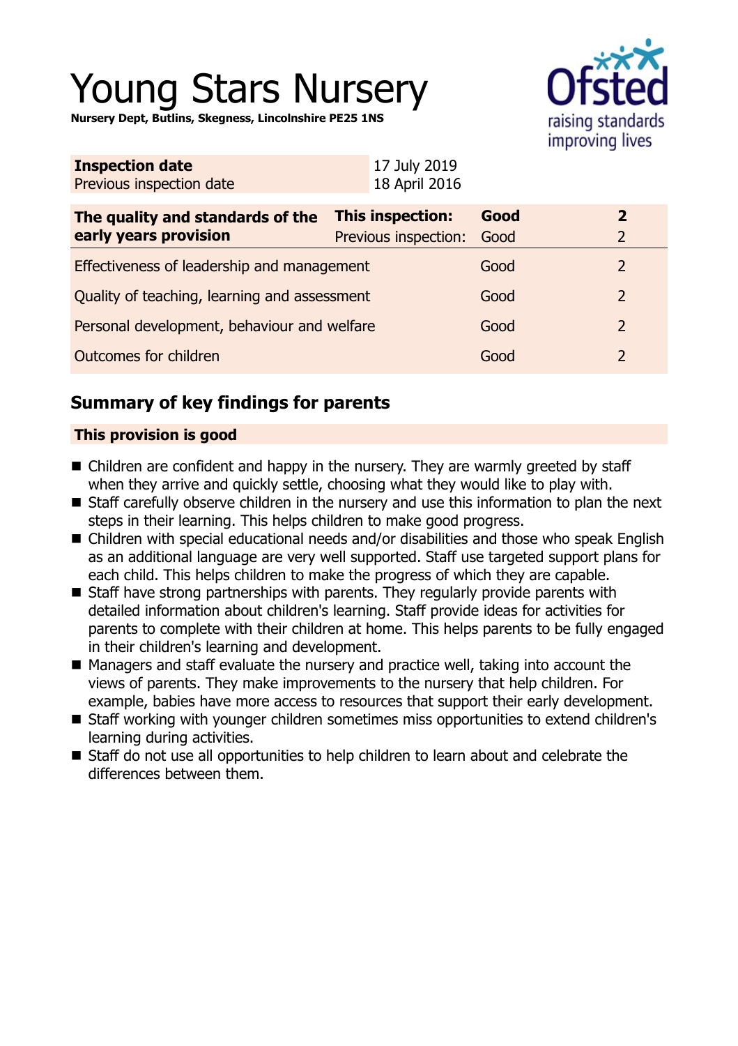# Young Stars Nursery

**Nursery Dept, Butlins, Skegness, Lincolnshire PE25 1NS**

| | |
|---|---|
| **Inspection date** | 17 July 2019 |
| Previous inspection date | 18 April 2016 |

| The quality and standards of the early years provision | | | |
|---|---|---|---|
| **The quality and standards of the early years provision** | **This inspection:** | **Good** | **2** |
| | Previous inspection: | Good | 2 |
| Effectiveness of leadership and management | | Good | 2 |
| Quality of teaching, learning and assessment | | Good | 2 |
| Personal development, behaviour and welfare | | Good | 2 |
| Outcomes for children | | Good | 2 |

## Summary of key findings for parents

**This provision is good**

- Children are confident and happy in the nursery. They are warmly greeted by staff when they arrive and quickly settle, choosing what they would like to play with.
- Staff carefully observe children in the nursery and use this information to plan the next steps in their learning. This helps children to make good progress.
- Children with special educational needs and/or disabilities and those who speak English as an additional language are very well supported. Staff use targeted support plans for each child. This helps children to make the progress of which they are capable.
- Staff have strong partnerships with parents. They regularly provide parents with detailed information about children's learning. Staff provide ideas for activities for parents to complete with their children at home. This helps parents to be fully engaged in their children's learning and development.
- Managers and staff evaluate the nursery and practice well, taking into account the views of parents. They make improvements to the nursery that help children. For example, babies have more access to resources that support their early development.
- Staff working with younger children sometimes miss opportunities to extend children's learning during activities.
- Staff do not use all opportunities to help children to learn about and celebrate the differences between them.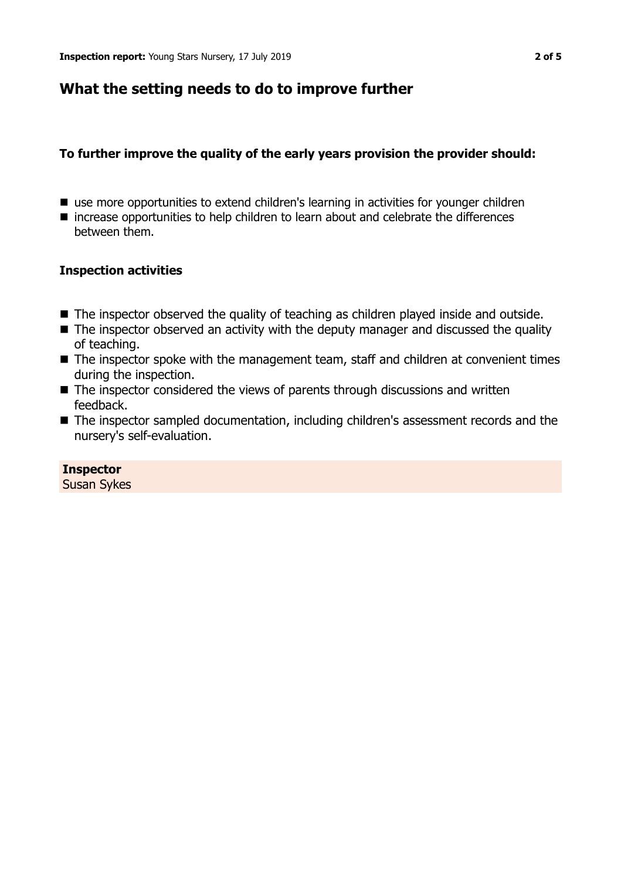## What the setting needs to do to improve further

### To further improve the quality of the early years provision the provider should:

- use more opportunities to extend children's learning in activities for younger children
- increase opportunities to help children to learn about and celebrate the differences between them.

### Inspection activities

- The inspector observed the quality of teaching as children played inside and outside.
- The inspector observed an activity with the deputy manager and discussed the quality of teaching.
- The inspector spoke with the management team, staff and children at convenient times during the inspection.
- The inspector considered the views of parents through discussions and written feedback.
- The inspector sampled documentation, including children's assessment records and the nursery's self-evaluation.

**Inspector**
Susan Sykes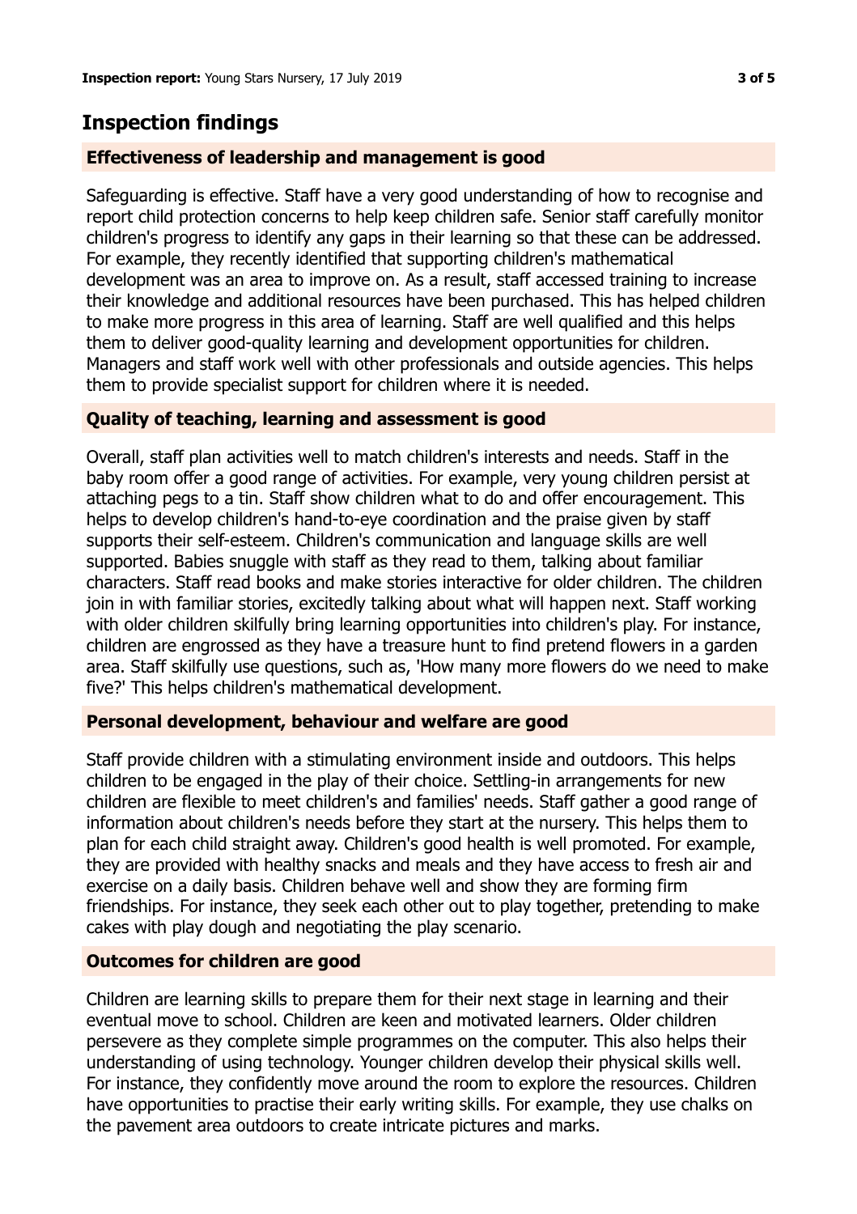## Inspection findings

### Effectiveness of leadership and management is good

Safeguarding is effective. Staff have a very good understanding of how to recognise and report child protection concerns to help keep children safe. Senior staff carefully monitor children's progress to identify any gaps in their learning so that these can be addressed. For example, they recently identified that supporting children's mathematical development was an area to improve on. As a result, staff accessed training to increase their knowledge and additional resources have been purchased. This has helped children to make more progress in this area of learning. Staff are well qualified and this helps them to deliver good-quality learning and development opportunities for children. Managers and staff work well with other professionals and outside agencies. This helps them to provide specialist support for children where it is needed.

### Quality of teaching, learning and assessment is good

Overall, staff plan activities well to match children's interests and needs. Staff in the baby room offer a good range of activities. For example, very young children persist at attaching pegs to a tin. Staff show children what to do and offer encouragement. This helps to develop children's hand-to-eye coordination and the praise given by staff supports their self-esteem. Children's communication and language skills are well supported. Babies snuggle with staff as they read to them, talking about familiar characters. Staff read books and make stories interactive for older children. The children join in with familiar stories, excitedly talking about what will happen next. Staff working with older children skilfully bring learning opportunities into children's play. For instance, children are engrossed as they have a treasure hunt to find pretend flowers in a garden area. Staff skilfully use questions, such as, 'How many more flowers do we need to make five?' This helps children's mathematical development.

### Personal development, behaviour and welfare are good

Staff provide children with a stimulating environment inside and outdoors. This helps children to be engaged in the play of their choice. Settling-in arrangements for new children are flexible to meet children's and families' needs. Staff gather a good range of information about children's needs before they start at the nursery. This helps them to plan for each child straight away. Children's good health is well promoted. For example, they are provided with healthy snacks and meals and they have access to fresh air and exercise on a daily basis. Children behave well and show they are forming firm friendships. For instance, they seek each other out to play together, pretending to make cakes with play dough and negotiating the play scenario.

### Outcomes for children are good

Children are learning skills to prepare them for their next stage in learning and their eventual move to school. Children are keen and motivated learners. Older children persevere as they complete simple programmes on the computer. This also helps their understanding of using technology. Younger children develop their physical skills well. For instance, they confidently move around the room to explore the resources. Children have opportunities to practise their early writing skills. For example, they use chalks on the pavement area outdoors to create intricate pictures and marks.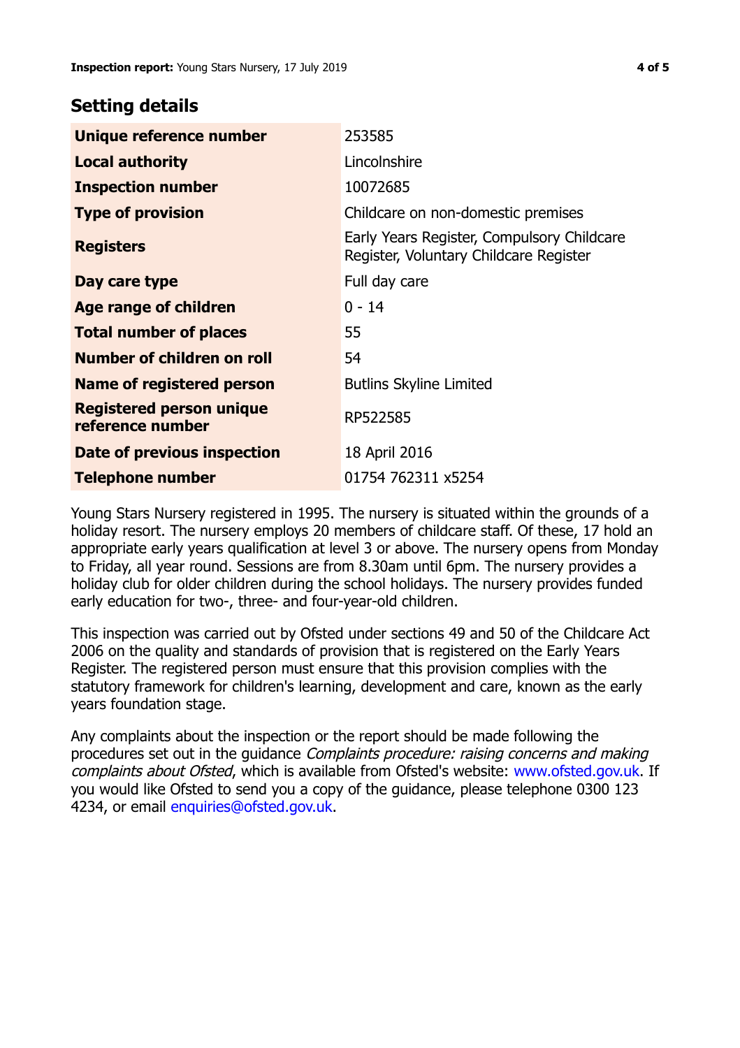## Setting details

| | |
|---|---|
| **Unique reference number** | 253585 |
| **Local authority** | Lincolnshire |
| **Inspection number** | 10072685 |
| **Type of provision** | Childcare on non-domestic premises |
| **Registers** | Early Years Register, Compulsory Childcare Register, Voluntary Childcare Register |
| **Day care type** | Full day care |
| **Age range of children** | 0 - 14 |
| **Total number of places** | 55 |
| **Number of children on roll** | 54 |
| **Name of registered person** | Butlins Skyline Limited |
| **Registered person unique reference number** | RP522585 |
| **Date of previous inspection** | 18 April 2016 |
| **Telephone number** | 01754 762311 x5254 |

Young Stars Nursery registered in 1995. The nursery is situated within the grounds of a holiday resort. The nursery employs 20 members of childcare staff. Of these, 17 hold an appropriate early years qualification at level 3 or above. The nursery opens from Monday to Friday, all year round. Sessions are from 8.30am until 6pm. The nursery provides a holiday club for older children during the school holidays. The nursery provides funded early education for two-, three- and four-year-old children.

This inspection was carried out by Ofsted under sections 49 and 50 of the Childcare Act 2006 on the quality and standards of provision that is registered on the Early Years Register. The registered person must ensure that this provision complies with the statutory framework for children's learning, development and care, known as the early years foundation stage.

Any complaints about the inspection or the report should be made following the procedures set out in the guidance *Complaints procedure: raising concerns and making complaints about Ofsted*, which is available from Ofsted's website: www.ofsted.gov.uk. If you would like Ofsted to send you a copy of the guidance, please telephone 0300 123 4234, or email enquiries@ofsted.gov.uk.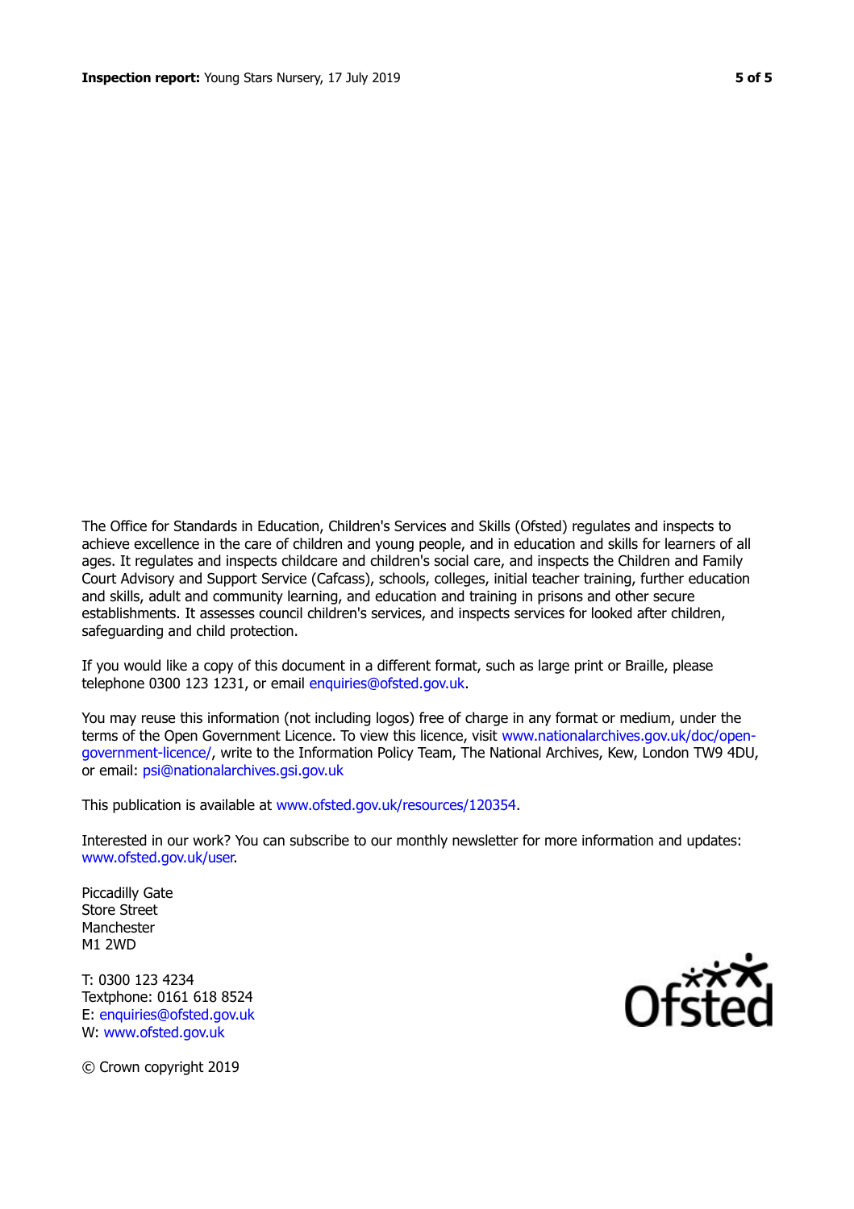The Office for Standards in Education, Children's Services and Skills (Ofsted) regulates and inspects to achieve excellence in the care of children and young people, and in education and skills for learners of all ages. It regulates and inspects childcare and children's social care, and inspects the Children and Family Court Advisory and Support Service (Cafcass), schools, colleges, initial teacher training, further education and skills, adult and community learning, and education and training in prisons and other secure establishments. It assesses council children's services, and inspects services for looked after children, safeguarding and child protection.

If you would like a copy of this document in a different format, such as large print or Braille, please telephone 0300 123 1231, or email enquiries@ofsted.gov.uk.

You may reuse this information (not including logos) free of charge in any format or medium, under the terms of the Open Government Licence. To view this licence, visit www.nationalarchives.gov.uk/doc/open-government-licence/, write to the Information Policy Team, The National Archives, Kew, London TW9 4DU, or email: psi@nationalarchives.gsi.gov.uk

This publication is available at www.ofsted.gov.uk/resources/120354.

Interested in our work? You can subscribe to our monthly newsletter for more information and updates: www.ofsted.gov.uk/user.

Piccadilly Gate
Store Street
Manchester
M1 2WD

T: 0300 123 4234
Textphone: 0161 618 8524
E: enquiries@ofsted.gov.uk
W: www.ofsted.gov.uk

© Crown copyright 2019